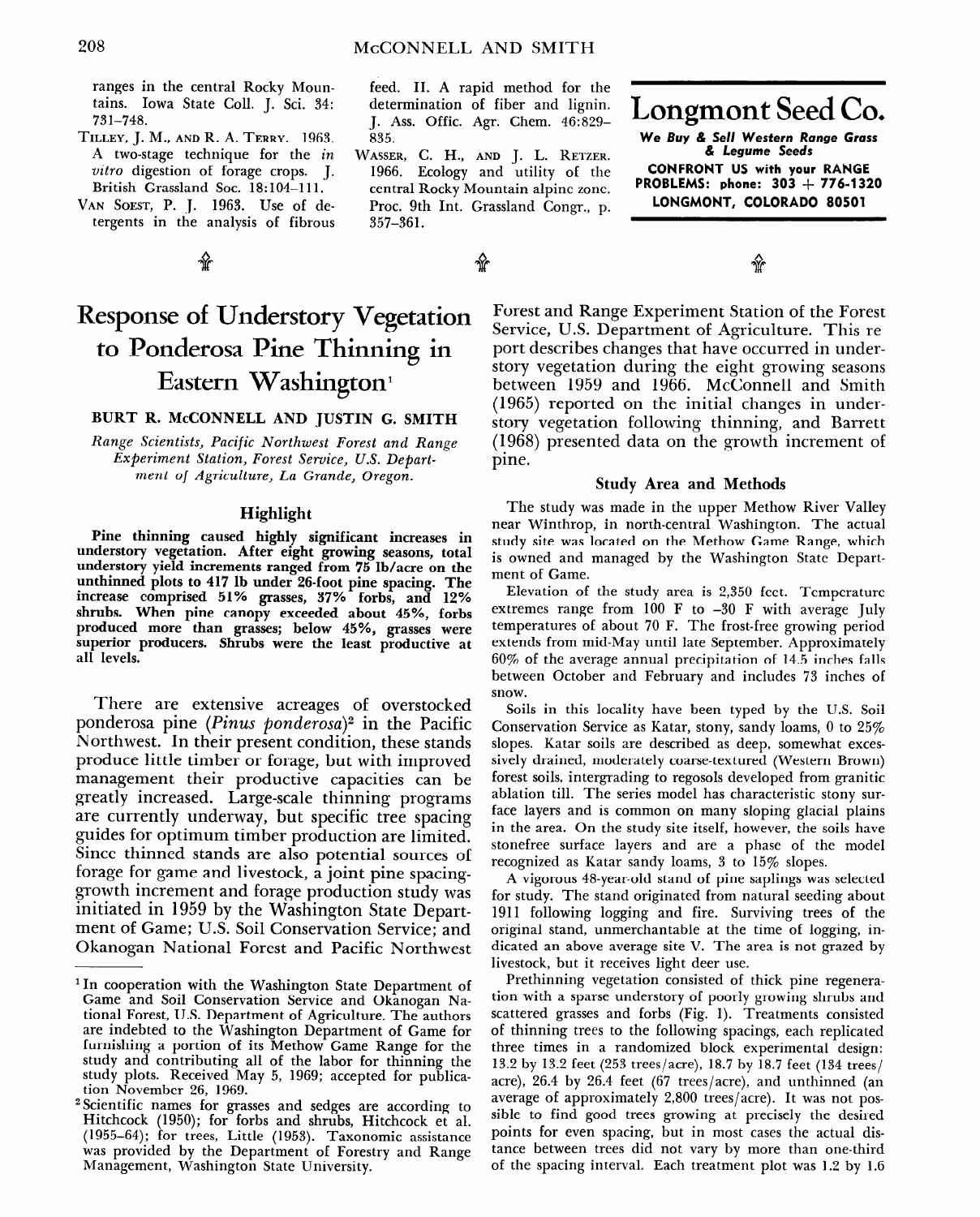ranges in the central Rocky Mountains. Iowa State Coll. J. Sci. 34: 731–748.

TILLEY, J. M., AND R. A. TERRY. 1963. A two-stage technique for the *in vitro* digestion of forage crops. J. British Grassland Soc. 18:104–111.

VAN SOEST, P. J. 1963. Use of detergents in the analysis of fibrous feed. II. A rapid method for the determination of fiber and lignin. J. Ass. Offic. Agr. Chem. 46:829–835.

WASSER, C. H., AND J. L. RETZER. 1966. Ecology and utility of the central Rocky Mountain alpine zone. Proc. 9th Int. Grassland Congr., p. 357–361.

**Longmont Seed Co.**

***We Buy & Sell Western Range Grass & Legume Seeds***

**CONFRONT US with your RANGE PROBLEMS: phone: 303 + 776-1320**

**LONGMONT, COLORADO 80501**

# Response of Understory Vegetation to Ponderosa Pine Thinning in Eastern Washington[1]

**BURT R. McCONNELL AND JUSTIN G. SMITH**

*Range Scientists, Pacific Northwest Forest and Range Experiment Station, Forest Service, U.S. Department of Agriculture, La Grande, Oregon.*

## Highlight

**Pine thinning caused highly significant increases in understory vegetation. After eight growing seasons, total understory yield increments ranged from 75 lb/acre on the unthinned plots to 417 lb under 26-foot pine spacing. The increase comprised 51% grasses, 37% forbs, and 12% shrubs. When pine canopy exceeded about 45%, forbs produced more than grasses; below 45%, grasses were superior producers. Shrubs were the least productive at all levels.**

There are extensive acreages of overstocked ponderosa pine (*Pinus ponderosa*)[2] in the Pacific Northwest. In their present condition, these stands produce little timber or forage, but with improved management their productive capacities can be greatly increased. Large-scale thinning programs are currently underway, but specific tree spacing guides for optimum timber production are limited. Since thinned stands are also potential sources of forage for game and livestock, a joint pine spacing-growth increment and forage production study was initiated in 1959 by the Washington State Department of Game; U.S. Soil Conservation Service; and Okanogan National Forest and Pacific Northwest Forest and Range Experiment Station of the Forest Service, U.S. Department of Agriculture. This report describes changes that have occurred in understory vegetation during the eight growing seasons between 1959 and 1966. McConnell and Smith (1965) reported on the initial changes in understory vegetation following thinning, and Barrett (1968) presented data on the growth increment of pine.

## Study Area and Methods

The study was made in the upper Methow River Valley near Winthrop, in north-central Washington. The actual study site was located on the Methow Game Range, which is owned and managed by the Washington State Department of Game.

Elevation of the study area is 2,350 feet. Temperature extremes range from 100 F to –30 F with average July temperatures of about 70 F. The frost-free growing period extends from mid-May until late September. Approximately 60% of the average annual precipitation of 14.5 inches falls between October and February and includes 73 inches of snow.

Soils in this locality have been typed by the U.S. Soil Conservation Service as Katar, stony, sandy loams, 0 to 25% slopes. Katar soils are described as deep, somewhat excessively drained, moderately coarse-textured (Western Brown) forest soils, intergrading to regosols developed from granitic ablation till. The series model has characteristic stony surface layers and is common on many sloping glacial plains in the area. On the study site itself, however, the soils have stonefree surface layers and are a phase of the model recognized as Katar sandy loams, 3 to 15% slopes.

A vigorous 48-year-old stand of pine saplings was selected for study. The stand originated from natural seeding about 1911 following logging and fire. Surviving trees of the original stand, unmerchantable at the time of logging, indicated an above average site V. The area is not grazed by livestock, but it receives light deer use.

Prethinning vegetation consisted of thick pine regeneration with a sparse understory of poorly growing shrubs and scattered grasses and forbs (Fig. 1). Treatments consisted of thinning trees to the following spacings, each replicated three times in a randomized block experimental design: 13.2 by 13.2 feet (253 trees/acre), 18.7 by 18.7 feet (134 trees/acre), 26.4 by 26.4 feet (67 trees/acre), and unthinned (an average of approximately 2,800 trees/acre). It was not possible to find good trees growing at precisely the desired points for even spacing, but in most cases the actual distance between trees did not vary by more than one-third of the spacing interval. Each treatment plot was 1.2 by 1.6

---

[1] In cooperation with the Washington State Department of Game and Soil Conservation Service and Okanogan National Forest, U.S. Department of Agriculture. The authors are indebted to the Washington Department of Game for furnishing a portion of its Methow Game Range for the study and contributing all of the labor for thinning the study plots. Received May 5, 1969; accepted for publication November 26, 1969.

[2] Scientific names for grasses and sedges are according to Hitchcock (1950); for forbs and shrubs, Hitchcock et al. (1955–64); for trees, Little (1953). Taxonomic assistance was provided by the Department of Forestry and Range Management, Washington State University.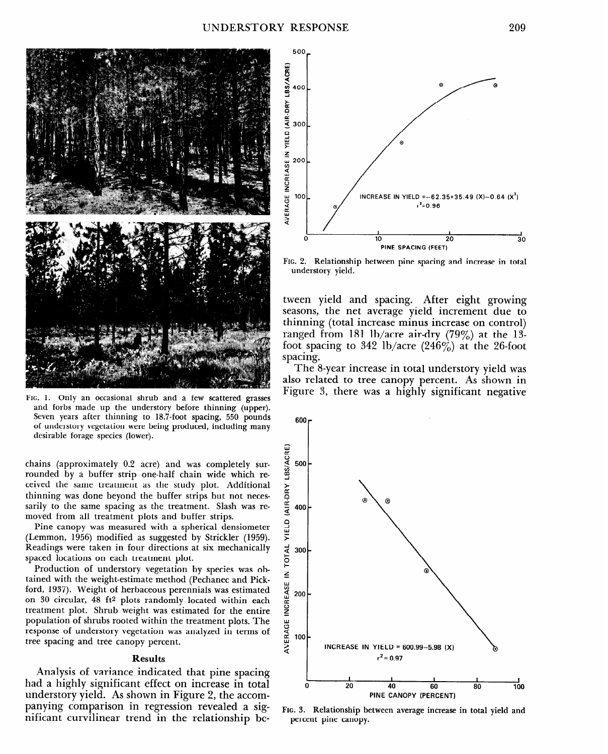FIG. 1. Only an occasional shrub and a few scattered grasses and forbs made up the understory before thinning (upper). Seven years after thinning to 18.7-foot spacing, 550 pounds of understory vegetation were being produced, including many desirable forage species (lower).

chains (approximately 0.2 acre) and was completely surrounded by a buffer strip one-half chain wide which received the same treatment as the study plot. Additional thinning was done beyond the buffer strips but not necessarily to the same spacing as the treatment. Slash was removed from all treatment plots and buffer strips.

Pine canopy was measured with a spherical densiometer (Lemmon, 1956) modified as suggested by Strickler (1959). Readings were taken in four directions at six mechanically spaced locations on each treatment plot.

Production of understory vegetation by species was obtained with the weight-estimate method (Pechanec and Pickford, 1937). Weight of herbaceous perennials was estimated on 30 circular, 48 ft$^2$ plots randomly located within each treatment plot. Shrub weight was estimated for the entire population of shrubs rooted within the treatment plots. The response of understory vegetation was analyzed in terms of tree spacing and tree canopy percent.

## Results

Analysis of variance indicated that pine spacing had a highly significant effect on increase in total understory yield. As shown in Figure 2, the accompanying comparison in regression revealed a significant curvilinear trend in the relationship between yield and spacing. After eight growing seasons, the net average yield increment due to thinning (total increase minus increase on control) ranged from 181 lb/acre air-dry (79%) at the 13-foot spacing to 342 lb/acre (246%) at the 26-foot spacing.

The 8-year increase in total understory yield was also related to tree canopy percent. As shown in Figure 3, there was a highly significant negative

INCREASE IN YIELD $= -62.35 + 35.49\,(X) - 0.64\,(X^2)$, $r^2 = 0.96$

FIG. 2. Relationship between pine spacing and increase in total understory yield.

INCREASE IN YIELD $= 600.99 - 5.98\,(X)$, $r^2 = 0.97$

FIG. 3. Relationship between average increase in total yield and percent pine canopy.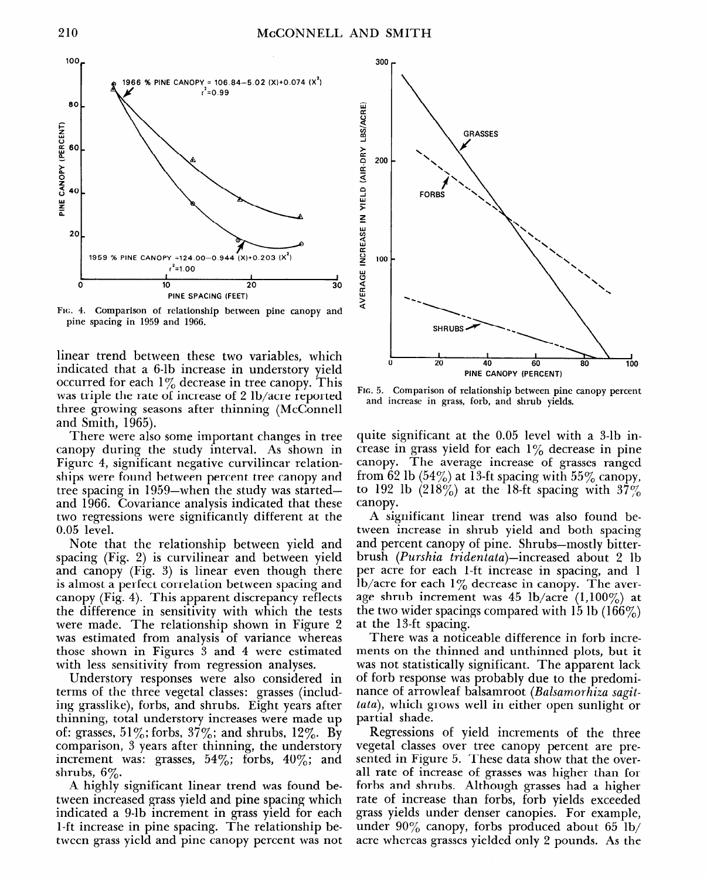Fig. 4. Comparison of relationship between pine canopy and pine spacing in 1959 and 1966.

Fig. 5. Comparison of relationship between pine canopy percent and increase in grass, forb, and shrub yields.

linear trend between these two variables, which indicated that a 6-lb increase in understory yield occurred for each 1% decrease in tree canopy. This was triple the rate of increase of 2 lb/acre reported three growing seasons after thinning (McConnell and Smith, 1965).

There were also some important changes in tree canopy during the study interval. As shown in Figure 4, significant negative curvilinear relationships were found between percent tree canopy and tree spacing in 1959—when the study was started—and 1966. Covariance analysis indicated that these two regressions were significantly different at the 0.05 level.

Note that the relationship between yield and spacing (Fig. 2) is curvilinear and between yield and canopy (Fig. 3) is linear even though there is almost a perfect correlation between spacing and canopy (Fig. 4). This apparent discrepancy reflects the difference in sensitivity with which the tests were made. The relationship shown in Figure 2 was estimated from analysis of variance whereas those shown in Figures 3 and 4 were estimated with less sensitivity from regression analyses.

Understory responses were also considered in terms of the three vegetal classes: grasses (including grasslike), forbs, and shrubs. Eight years after thinning, total understory increases were made up of: grasses, 51%; forbs, 37%; and shrubs, 12%. By comparison, 3 years after thinning, the understory increment was: grasses, 54%; forbs, 40%; and shrubs, 6%.

A highly significant linear trend was found between increased grass yield and pine spacing which indicated a 9-lb increment in grass yield for each 1-ft increase in pine spacing. The relationship between grass yield and pine canopy percent was not quite significant at the 0.05 level with a 3-lb increase in grass yield for each 1% decrease in pine canopy. The average increase of grasses ranged from 62 lb (54%) at 13-ft spacing with 55% canopy, to 192 lb (218%) at the 18-ft spacing with 37% canopy.

A significant linear trend was also found between increase in shrub yield and both spacing and percent canopy of pine. Shrubs—mostly bitterbrush (*Purshia tridentata*)—increased about 2 lb per acre for each 1-ft increase in spacing, and 1 lb/acre for each 1% decrease in canopy. The average shrub increment was 45 lb/acre (1,100%) at the two wider spacings compared with 15 lb (166%) at the 13-ft spacing.

There was a noticeable difference in forb increments on the thinned and unthinned plots, but it was not statistically significant. The apparent lack of forb response was probably due to the predominance of arrowleaf balsamroot (*Balsamorhiza sagittata*), which grows well in either open sunlight or partial shade.

Regressions of yield increments of the three vegetal classes over tree canopy percent are presented in Figure 5. These data show that the overall rate of increase of grasses was higher than for forbs and shrubs. Although grasses had a higher rate of increase than forbs, forb yields exceeded grass yields under denser canopies. For example, under 90% canopy, forbs produced about 65 lb/acre whereas grasses yielded only 2 pounds. As the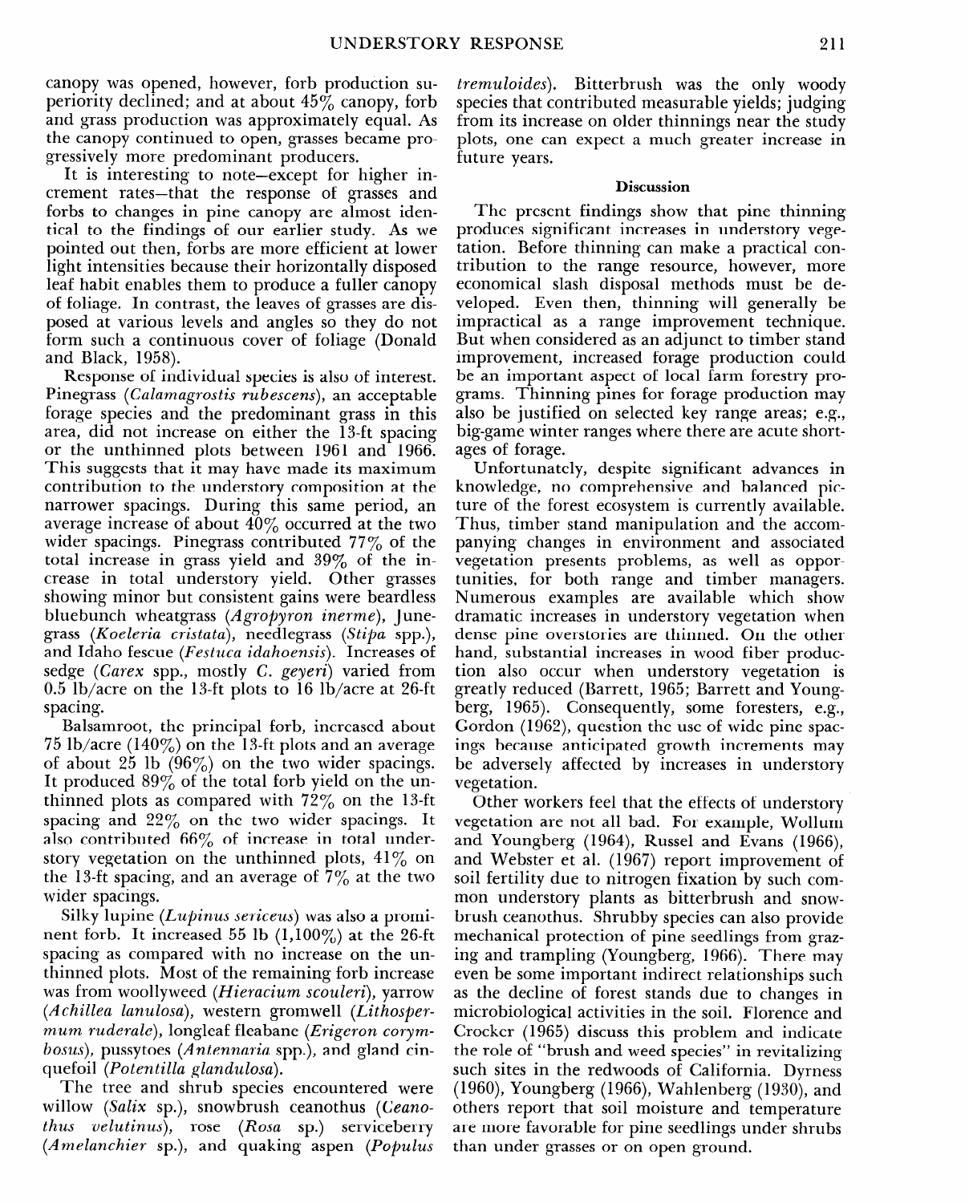canopy was opened, however, forb production superiority declined; and at about 45% canopy, forb and grass production was approximately equal. As the canopy continued to open, grasses became progressively more predominant producers.

It is interesting to note—except for higher increment rates—that the response of grasses and forbs to changes in pine canopy are almost identical to the findings of our earlier study. As we pointed out then, forbs are more efficient at lower light intensities because their horizontally disposed leaf habit enables them to produce a fuller canopy of foliage. In contrast, the leaves of grasses are disposed at various levels and angles so they do not form such a continuous cover of foliage (Donald and Black, 1958).

Response of individual species is also of interest. Pinegrass (*Calamagrostis rubescens*), an acceptable forage species and the predominant grass in this area, did not increase on either the 13-ft spacing or the unthinned plots between 1961 and 1966. This suggests that it may have made its maximum contribution to the understory composition at the narrower spacings. During this same period, an average increase of about 40% occurred at the two wider spacings. Pinegrass contributed 77% of the total increase in grass yield and 39% of the increase in total understory yield. Other grasses showing minor but consistent gains were beardless bluebunch wheatgrass (*Agropyron inerme*), Junegrass (*Koeleria cristata*), needlegrass (*Stipa* spp.), and Idaho fescue (*Festuca idahoensis*). Increases of sedge (*Carex* spp., mostly *C. geyeri*) varied from 0.5 lb/acre on the 13-ft plots to 16 lb/acre at 26-ft spacing.

Balsamroot, the principal forb, increased about 75 lb/acre (140%) on the 13-ft plots and an average of about 25 lb (96%) on the two wider spacings. It produced 89% of the total forb yield on the unthinned plots as compared with 72% on the 13-ft spacing and 22% on the two wider spacings. It also contributed 66% of increase in total understory vegetation on the unthinned plots, 41% on the 13-ft spacing, and an average of 7% at the two wider spacings.

Silky lupine (*Lupinus sericeus*) was also a prominent forb. It increased 55 lb (1,100%) at the 26-ft spacing as compared with no increase on the unthinned plots. Most of the remaining forb increase was from woollyweed (*Hieracium scouleri*), yarrow (*Achillea lanulosa*), western gromwell (*Lithospermum ruderale*), longleaf fleabane (*Erigeron corymbosus*), pussytoes (*Antennaria* spp.), and gland cinquefoil (*Potentilla glandulosa*).

The tree and shrub species encountered were willow (*Salix* sp.), snowbrush ceanothus (*Ceanothus velutinus*), rose (*Rosa* sp.) serviceberry (*Amelanchier* sp.), and quaking aspen (*Populus tremuloides*). Bitterbrush was the only woody species that contributed measurable yields; judging from its increase on older thinnings near the study plots, one can expect a much greater increase in future years.

## Discussion

The present findings show that pine thinning produces significant increases in understory vegetation. Before thinning can make a practical contribution to the range resource, however, more economical slash disposal methods must be developed. Even then, thinning will generally be impractical as a range improvement technique. But when considered as an adjunct to timber stand improvement, increased forage production could be an important aspect of local farm forestry programs. Thinning pines for forage production may also be justified on selected key range areas; e.g., big-game winter ranges where there are acute shortages of forage.

Unfortunately, despite significant advances in knowledge, no comprehensive and balanced picture of the forest ecosystem is currently available. Thus, timber stand manipulation and the accompanying changes in environment and associated vegetation presents problems, as well as opportunities, for both range and timber managers. Numerous examples are available which show dramatic increases in understory vegetation when dense pine overstories are thinned. On the other hand, substantial increases in wood fiber production also occur when understory vegetation is greatly reduced (Barrett, 1965; Barrett and Youngberg, 1965). Consequently, some foresters, e.g., Gordon (1962), question the use of wide pine spacings because anticipated growth increments may be adversely affected by increases in understory vegetation.

Other workers feel that the effects of understory vegetation are not all bad. For example, Wollum and Youngberg (1964), Russel and Evans (1966), and Webster et al. (1967) report improvement of soil fertility due to nitrogen fixation by such common understory plants as bitterbrush and snowbrush ceanothus. Shrubby species can also provide mechanical protection of pine seedlings from grazing and trampling (Youngberg, 1966). There may even be some important indirect relationships such as the decline of forest stands due to changes in microbiological activities in the soil. Florence and Crocker (1965) discuss this problem and indicate the role of "brush and weed species" in revitalizing such sites in the redwoods of California. Dyrness (1960), Youngberg (1966), Wahlenberg (1930), and others report that soil moisture and temperature are more favorable for pine seedlings under shrubs than under grasses or on open ground.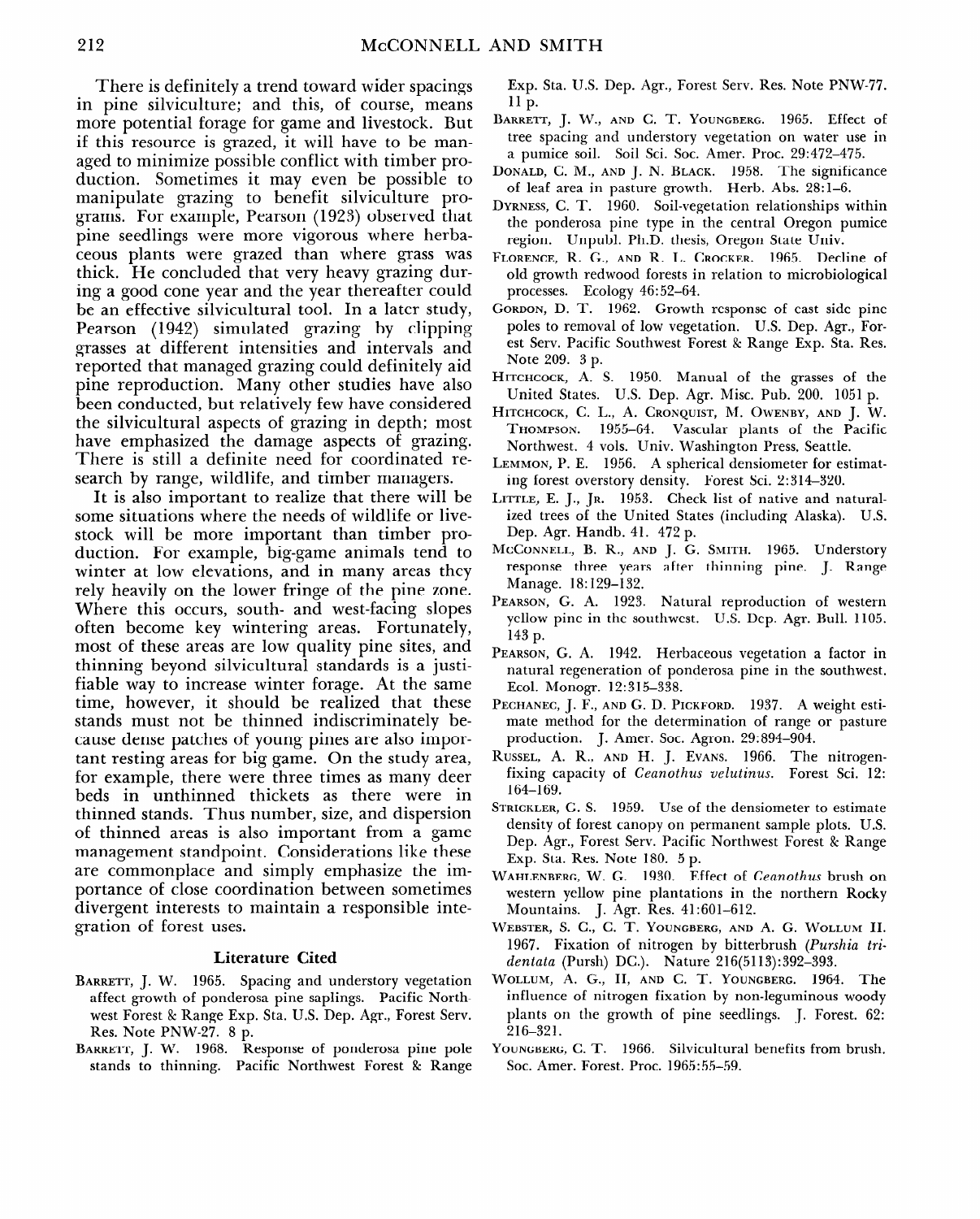There is definitely a trend toward wider spacings in pine silviculture; and this, of course, means more potential forage for game and livestock. But if this resource is grazed, it will have to be managed to minimize possible conflict with timber production. Sometimes it may even be possible to manipulate grazing to benefit silviculture programs. For example, Pearson (1923) observed that pine seedlings were more vigorous where herbaceous plants were grazed than where grass was thick. He concluded that very heavy grazing during a good cone year and the year thereafter could be an effective silvicultural tool. In a later study, Pearson (1942) simulated grazing by clipping grasses at different intensities and intervals and reported that managed grazing could definitely aid pine reproduction. Many other studies have also been conducted, but relatively few have considered the silvicultural aspects of grazing in depth; most have emphasized the damage aspects of grazing. There is still a definite need for coordinated research by range, wildlife, and timber managers.

It is also important to realize that there will be some situations where the needs of wildlife or livestock will be more important than timber production. For example, big-game animals tend to winter at low elevations, and in many areas they rely heavily on the lower fringe of the pine zone. Where this occurs, south- and west-facing slopes often become key wintering areas. Fortunately, most of these areas are low quality pine sites, and thinning beyond silvicultural standards is a justifiable way to increase winter forage. At the same time, however, it should be realized that these stands must not be thinned indiscriminately because dense patches of young pines are also important resting areas for big game. On the study area, for example, there were three times as many deer beds in unthinned thickets as there were in thinned stands. Thus number, size, and dispersion of thinned areas is also important from a game management standpoint. Considerations like these are commonplace and simply emphasize the importance of close coordination between sometimes divergent interests to maintain a responsible integration of forest uses.

## Literature Cited

Barrett, J. W. 1965. Spacing and understory vegetation affect growth of ponderosa pine saplings. Pacific Northwest Forest & Range Exp. Sta. U.S. Dep. Agr., Forest Serv. Res. Note PNW-27. 8 p.

Barrett, J. W. 1968. Response of ponderosa pine pole stands to thinning. Pacific Northwest Forest & Range Exp. Sta. U.S. Dep. Agr., Forest Serv. Res. Note PNW-77. 11 p.

Barrett, J. W., and C. T. Youngberg. 1965. Effect of tree spacing and understory vegetation on water use in a pumice soil. Soil Sci. Soc. Amer. Proc. 29:472–475.

Donald, C. M., and J. N. Black. 1958. The significance of leaf area in pasture growth. Herb. Abs. 28:1–6.

Dyrness, C. T. 1960. Soil-vegetation relationships within the ponderosa pine type in the central Oregon pumice region. Unpubl. Ph.D. thesis, Oregon State Univ.

Florence, R. G., and R. L. Crocker. 1965. Decline of old growth redwood forests in relation to microbiological processes. Ecology 46:52–64.

Gordon, D. T. 1962. Growth response of east side pine poles to removal of low vegetation. U.S. Dep. Agr., Forest Serv. Pacific Southwest Forest & Range Exp. Sta. Res. Note 209. 3 p.

Hitchcock, A. S. 1950. Manual of the grasses of the United States. U.S. Dep. Agr. Misc. Pub. 200. 1051 p.

Hitchcock, C. L., A. Cronquist, M. Owenby, and J. W. Thompson. 1955–64. Vascular plants of the Pacific Northwest. 4 vols. Univ. Washington Press, Seattle.

Lemmon, P. E. 1956. A spherical densiometer for estimating forest overstory density. Forest Sci. 2:314–320.

Little, E. J., Jr. 1953. Check list of native and naturalized trees of the United States (including Alaska). U.S. Dep. Agr. Handb. 41. 472 p.

McConnell, B. R., and J. G. Smith. 1965. Understory response three years after thinning pine. J. Range Manage. 18:129–132.

Pearson, G. A. 1923. Natural reproduction of western yellow pine in the southwest. U.S. Dep. Agr. Bull. 1105. 143 p.

Pearson, G. A. 1942. Herbaceous vegetation a factor in natural regeneration of ponderosa pine in the southwest. Ecol. Monogr. 12:315–338.

Pechanec, J. F., and G. D. Pickford. 1937. A weight estimate method for the determination of range or pasture production. J. Amer. Soc. Agron. 29:894–904.

Russel, A. R., and H. J. Evans. 1966. The nitrogen-fixing capacity of *Ceanothus velutinus*. Forest Sci. 12: 164–169.

Strickler, G. S. 1959. Use of the densiometer to estimate density of forest canopy on permanent sample plots. U.S. Dep. Agr., Forest Serv. Pacific Northwest Forest & Range Exp. Sta. Res. Note 180. 5 p.

Wahlenberg, W. G. 1930. Effect of *Ceanothus* brush on western yellow pine plantations in the northern Rocky Mountains. J. Agr. Res. 41:601–612.

Webster, S. C., C. T. Youngberg, and A. G. Wollum II. 1967. Fixation of nitrogen by bitterbrush (*Purshia tridentata* (Pursh) DC.). Nature 216(5113):392–393.

Wollum, A. G., II, and C. T. Youngberg. 1964. The influence of nitrogen fixation by non-leguminous woody plants on the growth of pine seedlings. J. Forest. 62: 216–321.

Youngberg, C. T. 1966. Silvicultural benefits from brush. Soc. Amer. Forest. Proc. 1965:55–59.